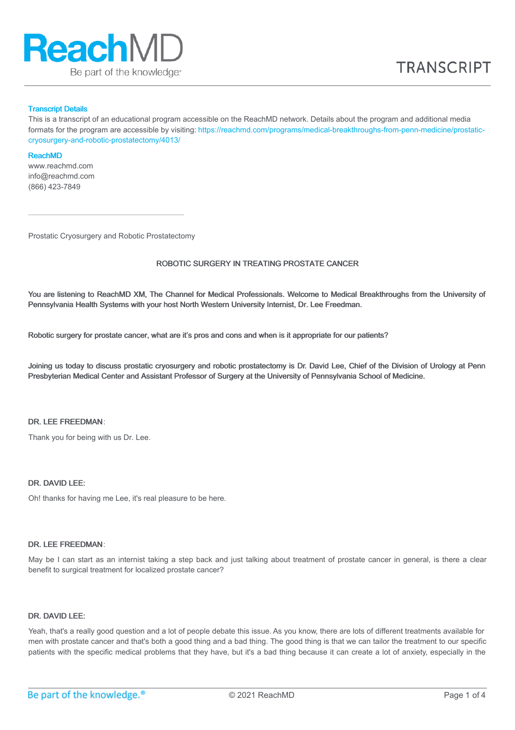**Transcript Details**

This is a transcript of an educational program accessible on the ReachMD network. Details about the program and additional media formats for the program are accessible by visiting: https://reachmd.com/programs/medical-breakthroughs-from-penn-medicine/prostatic-cryosurgery-and-robotic-prostatectomy/4013/

**ReachMD**

www.reachmd.com
info@reachmd.com
(866) 423-7849

---

Prostatic Cryosurgery and Robotic Prostatectomy

## ROBOTIC SURGERY IN TREATING PROSTATE CANCER

**You are listening to ReachMD XM, The Channel for Medical Professionals. Welcome to Medical Breakthroughs from the University of Pennsylvania Health Systems with your host North Western University Internist, Dr. Lee Freedman.**

**Robotic surgery for prostate cancer, what are it's pros and cons and when is it appropriate for our patients?**

**Joining us today to discuss prostatic cryosurgery and robotic prostatectomy is Dr. David Lee, Chief of the Division of Urology at Penn Presbyterian Medical Center and Assistant Professor of Surgery at the University of Pennsylvania School of Medicine.**

**DR. LEE FREEDMAN**:

Thank you for being with us Dr. Lee.

**DR. DAVID LEE:**

Oh! thanks for having me Lee, it's real pleasure to be here.

**DR. LEE FREEDMAN**:

May be I can start as an internist taking a step back and just talking about treatment of prostate cancer in general, is there a clear benefit to surgical treatment for localized prostate cancer?

**DR. DAVID LEE:**

Yeah, that's a really good question and a lot of people debate this issue. As you know, there are lots of different treatments available for men with prostate cancer and that's both a good thing and a bad thing. The good thing is that we can tailor the treatment to our specific patients with the specific medical problems that they have, but it's a bad thing because it can create a lot of anxiety, especially in the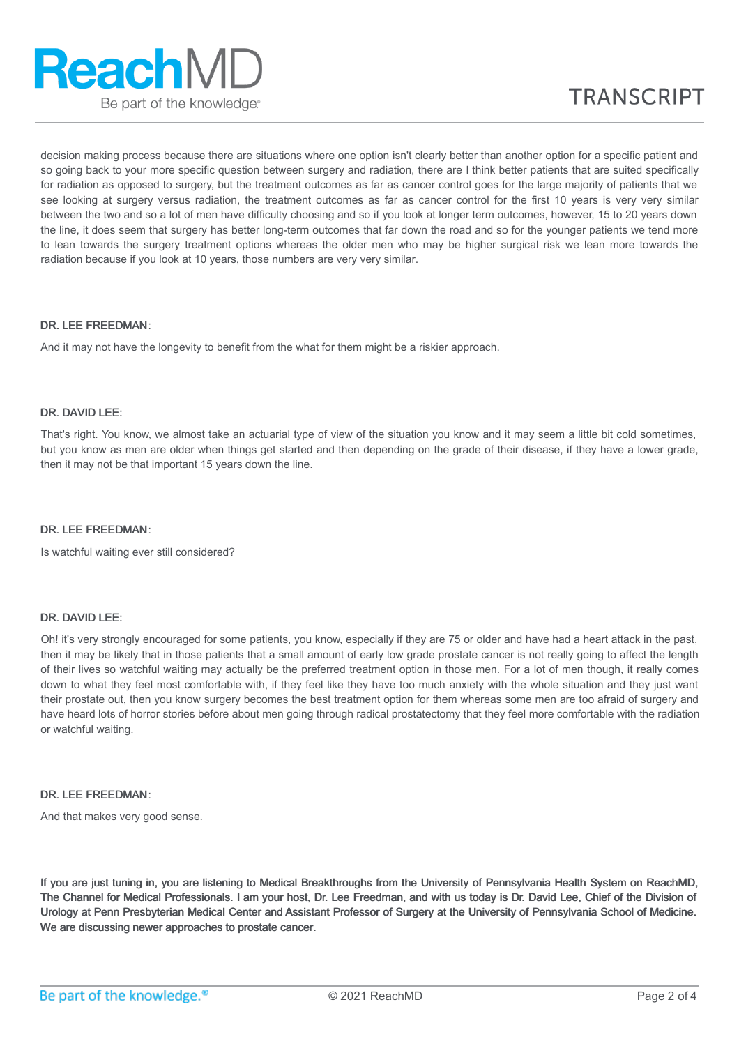decision making process because there are situations where one option isn't clearly better than another option for a specific patient and so going back to your more specific question between surgery and radiation, there are I think better patients that are suited specifically for radiation as opposed to surgery, but the treatment outcomes as far as cancer control goes for the large majority of patients that we see looking at surgery versus radiation, the treatment outcomes as far as cancer control for the first 10 years is very very similar between the two and so a lot of men have difficulty choosing and so if you look at longer term outcomes, however, 15 to 20 years down the line, it does seem that surgery has better long-term outcomes that far down the road and so for the younger patients we tend more to lean towards the surgery treatment options whereas the older men who may be higher surgical risk we lean more towards the radiation because if you look at 10 years, those numbers are very very similar.

**DR. LEE FREEDMAN**:

And it may not have the longevity to benefit from the what for them might be a riskier approach.

**DR. DAVID LEE:**

That's right. You know, we almost take an actuarial type of view of the situation you know and it may seem a little bit cold sometimes, but you know as men are older when things get started and then depending on the grade of their disease, if they have a lower grade, then it may not be that important 15 years down the line.

**DR. LEE FREEDMAN**:

Is watchful waiting ever still considered?

**DR. DAVID LEE:**

Oh! it's very strongly encouraged for some patients, you know, especially if they are 75 or older and have had a heart attack in the past, then it may be likely that in those patients that a small amount of early low grade prostate cancer is not really going to affect the length of their lives so watchful waiting may actually be the preferred treatment option in those men. For a lot of men though, it really comes down to what they feel most comfortable with, if they feel like they have too much anxiety with the whole situation and they just want their prostate out, then you know surgery becomes the best treatment option for them whereas some men are too afraid of surgery and have heard lots of horror stories before about men going through radical prostatectomy that they feel more comfortable with the radiation or watchful waiting.

**DR. LEE FREEDMAN**:

And that makes very good sense.

**If you are just tuning in, you are listening to Medical Breakthroughs from the University of Pennsylvania Health System on ReachMD, The Channel for Medical Professionals. I am your host, Dr. Lee Freedman, and with us today is Dr. David Lee, Chief of the Division of Urology at Penn Presbyterian Medical Center and Assistant Professor of Surgery at the University of Pennsylvania School of Medicine. We are discussing newer approaches to prostate cancer.**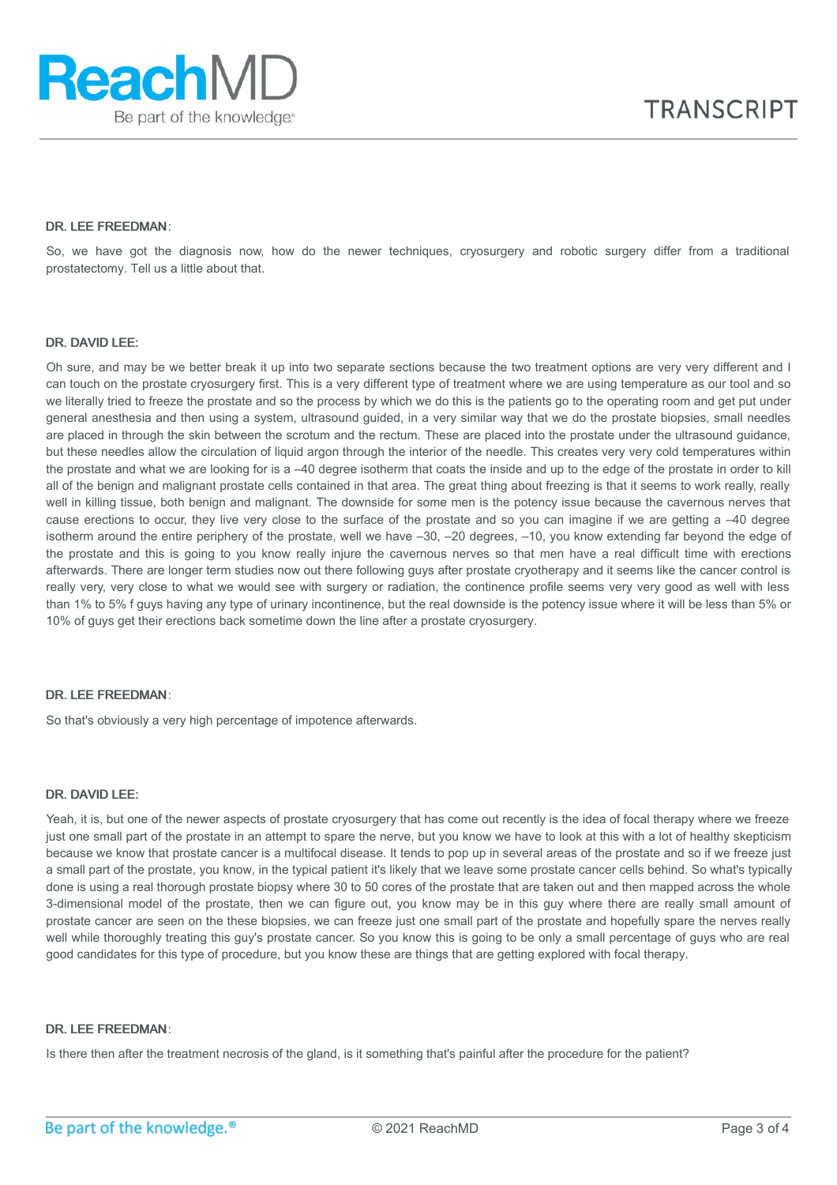**DR. LEE FREEDMAN**:

So, we have got the diagnosis now, how do the newer techniques, cryosurgery and robotic surgery differ from a traditional prostatectomy. Tell us a little about that.

**DR. DAVID LEE:**

Oh sure, and may be we better break it up into two separate sections because the two treatment options are very very different and I can touch on the prostate cryosurgery first. This is a very different type of treatment where we are using temperature as our tool and so we literally tried to freeze the prostate and so the process by which we do this is the patients go to the operating room and get put under general anesthesia and then using a system, ultrasound guided, in a very similar way that we do the prostate biopsies, small needles are placed in through the skin between the scrotum and the rectum. These are placed into the prostate under the ultrasound guidance, but these needles allow the circulation of liquid argon through the interior of the needle. This creates very very cold temperatures within the prostate and what we are looking for is a –40 degree isotherm that coats the inside and up to the edge of the prostate in order to kill all of the benign and malignant prostate cells contained in that area. The great thing about freezing is that it seems to work really, really well in killing tissue, both benign and malignant. The downside for some men is the potency issue because the cavernous nerves that cause erections to occur, they live very close to the surface of the prostate and so you can imagine if we are getting a –40 degree isotherm around the entire periphery of the prostate, well we have –30, –20 degrees, –10, you know extending far beyond the edge of the prostate and this is going to you know really injure the cavernous nerves so that men have a real difficult time with erections afterwards. There are longer term studies now out there following guys after prostate cryotherapy and it seems like the cancer control is really very, very close to what we would see with surgery or radiation, the continence profile seems very very good as well with less than 1% to 5% f guys having any type of urinary incontinence, but the real downside is the potency issue where it will be less than 5% or 10% of guys get their erections back sometime down the line after a prostate cryosurgery.

**DR. LEE FREEDMAN**:

So that's obviously a very high percentage of impotence afterwards.

**DR. DAVID LEE:**

Yeah, it is, but one of the newer aspects of prostate cryosurgery that has come out recently is the idea of focal therapy where we freeze just one small part of the prostate in an attempt to spare the nerve, but you know we have to look at this with a lot of healthy skepticism because we know that prostate cancer is a multifocal disease. It tends to pop up in several areas of the prostate and so if we freeze just a small part of the prostate, you know, in the typical patient it's likely that we leave some prostate cancer cells behind. So what's typically done is using a real thorough prostate biopsy where 30 to 50 cores of the prostate that are taken out and then mapped across the whole 3-dimensional model of the prostate, then we can figure out, you know may be in this guy where there are really small amount of prostate cancer are seen on the these biopsies, we can freeze just one small part of the prostate and hopefully spare the nerves really well while thoroughly treating this guy's prostate cancer. So you know this is going to be only a small percentage of guys who are real good candidates for this type of procedure, but you know these are things that are getting explored with focal therapy.

**DR. LEE FREEDMAN**:

Is there then after the treatment necrosis of the gland, is it something that's painful after the procedure for the patient?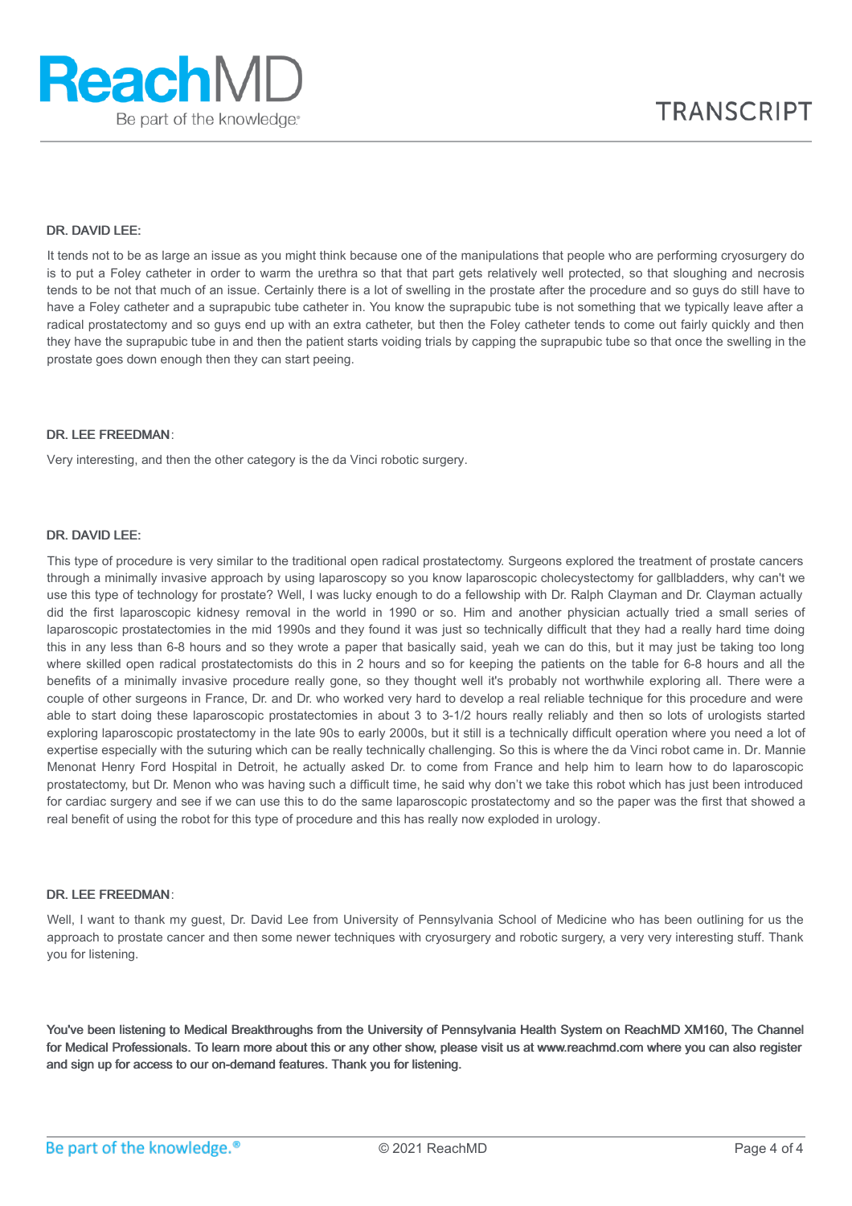**DR. DAVID LEE:**

It tends not to be as large an issue as you might think because one of the manipulations that people who are performing cryosurgery do is to put a Foley catheter in order to warm the urethra so that that part gets relatively well protected, so that sloughing and necrosis tends to be not that much of an issue. Certainly there is a lot of swelling in the prostate after the procedure and so guys do still have to have a Foley catheter and a suprapubic tube catheter in. You know the suprapubic tube is not something that we typically leave after a radical prostatectomy and so guys end up with an extra catheter, but then the Foley catheter tends to come out fairly quickly and then they have the suprapubic tube in and then the patient starts voiding trials by capping the suprapubic tube so that once the swelling in the prostate goes down enough then they can start peeing.

**DR. LEE FREEDMAN**:

Very interesting, and then the other category is the da Vinci robotic surgery.

**DR. DAVID LEE:**

This type of procedure is very similar to the traditional open radical prostatectomy. Surgeons explored the treatment of prostate cancers through a minimally invasive approach by using laparoscopy so you know laparoscopic cholecystectomy for gallbladders, why can't we use this type of technology for prostate? Well, I was lucky enough to do a fellowship with Dr. Ralph Clayman and Dr. Clayman actually did the first laparoscopic kidney removal in the world in 1990 or so. Him and another physician actually tried a small series of laparoscopic prostatectomies in the mid 1990s and they found it was just so technically difficult that they had a really hard time doing this in any less than 6-8 hours and so they wrote a paper that basically said, yeah we can do this, but it may just be taking too long where skilled open radical prostatectomists do this in 2 hours and so for keeping the patients on the table for 6-8 hours and all the benefits of a minimally invasive procedure really gone, so they thought well it's probably not worthwhile exploring all. There were a couple of other surgeons in France, Dr. and Dr. who worked very hard to develop a real reliable technique for this procedure and were able to start doing these laparoscopic prostatectomies in about 3 to 3-1/2 hours really reliably and then so lots of urologists started exploring laparoscopic prostatectomy in the late 90s to early 2000s, but it still is a technically difficult operation where you need a lot of expertise especially with the suturing which can be really technically challenging. So this is where the da Vinci robot came in. Dr. Mannie Menonat Henry Ford Hospital in Detroit, he actually asked Dr. to come from France and help him to learn how to do laparoscopic prostatectomy, but Dr. Menon who was having such a difficult time, he said why don't we take this robot which has just been introduced for cardiac surgery and see if we can use this to do the same laparoscopic prostatectomy and so the paper was the first that showed a real benefit of using the robot for this type of procedure and this has really now exploded in urology.

**DR. LEE FREEDMAN**:

Well, I want to thank my guest, Dr. David Lee from University of Pennsylvania School of Medicine who has been outlining for us the approach to prostate cancer and then some newer techniques with cryosurgery and robotic surgery, a very very interesting stuff. Thank you for listening.

**You've been listening to Medical Breakthroughs from the University of Pennsylvania Health System on ReachMD XM160, The Channel for Medical Professionals. To learn more about this or any other show, please visit us at www.reachmd.com where you can also register and sign up for access to our on-demand features. Thank you for listening.**